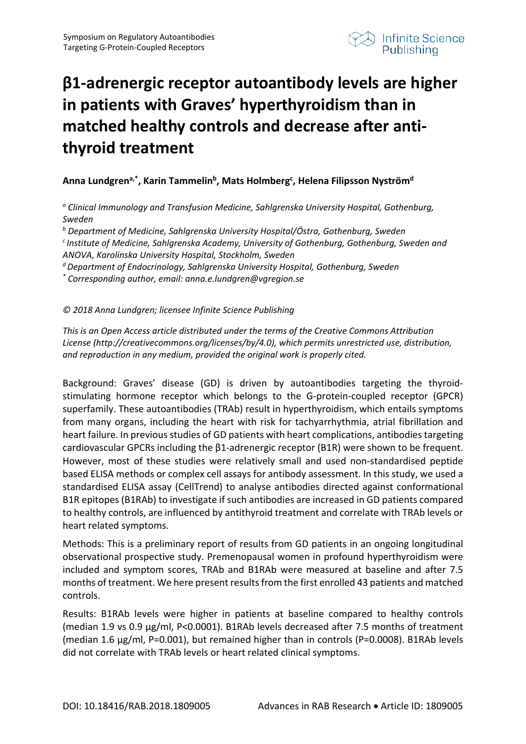# β1-adrenergic receptor autoantibody levels are higher in patients with Graves' hyperthyroidism than in matched healthy controls and decrease after anti-thyroid treatment

**Anna Lundgren[a,*], Karin Tammelin[b], Mats Holmberg[c], Helena Filipsson Nyström[d]**

*[a] Clinical Immunology and Transfusion Medicine, Sahlgrenska University Hospital, Gothenburg, Sweden*

*[b] Department of Medicine, Sahlgrenska University Hospital/Östra, Gothenburg, Sweden*

*[c] Institute of Medicine, Sahlgrenska Academy, University of Gothenburg, Gothenburg, Sweden and ANOVA, Karolinska University Hospital, Stockholm, Sweden*

*[d] Department of Endocrinology, Sahlgrenska University Hospital, Gothenburg, Sweden*

*[*] Corresponding author, email: anna.e.lundgren@vgregion.se*

*© 2018 Anna Lundgren; licensee Infinite Science Publishing*

*This is an Open Access article distributed under the terms of the Creative Commons Attribution License (http://creativecommons.org/licenses/by/4.0), which permits unrestricted use, distribution, and reproduction in any medium, provided the original work is properly cited.*

Background: Graves' disease (GD) is driven by autoantibodies targeting the thyroid-stimulating hormone receptor which belongs to the G-protein-coupled receptor (GPCR) superfamily. These autoantibodies (TRAb) result in hyperthyroidism, which entails symptoms from many organs, including the heart with risk for tachyarrhythmia, atrial fibrillation and heart failure. In previous studies of GD patients with heart complications, antibodies targeting cardiovascular GPCRs including the β1-adrenergic receptor (B1R) were shown to be frequent. However, most of these studies were relatively small and used non-standardised peptide based ELISA methods or complex cell assays for antibody assessment. In this study, we used a standardised ELISA assay (CellTrend) to analyse antibodies directed against conformational B1R epitopes (B1RAb) to investigate if such antibodies are increased in GD patients compared to healthy controls, are influenced by antithyroid treatment and correlate with TRAb levels or heart related symptoms.

Methods: This is a preliminary report of results from GD patients in an ongoing longitudinal observational prospective study. Premenopausal women in profound hyperthyroidism were included and symptom scores, TRAb and B1RAb were measured at baseline and after 7.5 months of treatment. We here present results from the first enrolled 43 patients and matched controls.

Results: B1RAb levels were higher in patients at baseline compared to healthy controls (median 1.9 vs 0.9 µg/ml, $P<0.0001$). B1RAb levels decreased after 7.5 months of treatment (median 1.6 µg/ml, $P=0.001$), but remained higher than in controls ($P=0.0008$). B1RAb levels did not correlate with TRAb levels or heart related clinical symptoms.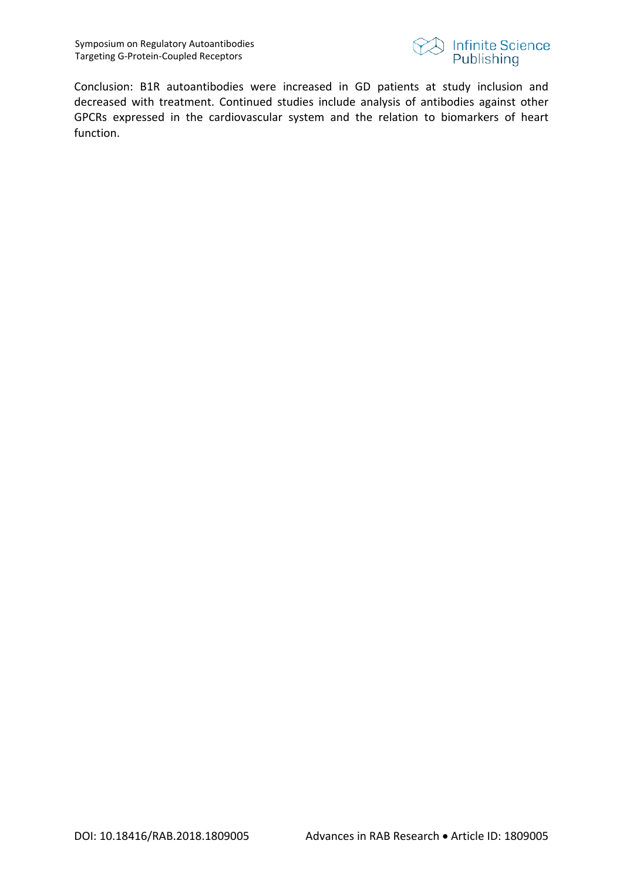Conclusion: B1R autoantibodies were increased in GD patients at study inclusion and decreased with treatment. Continued studies include analysis of antibodies against other GPCRs expressed in the cardiovascular system and the relation to biomarkers of heart function.